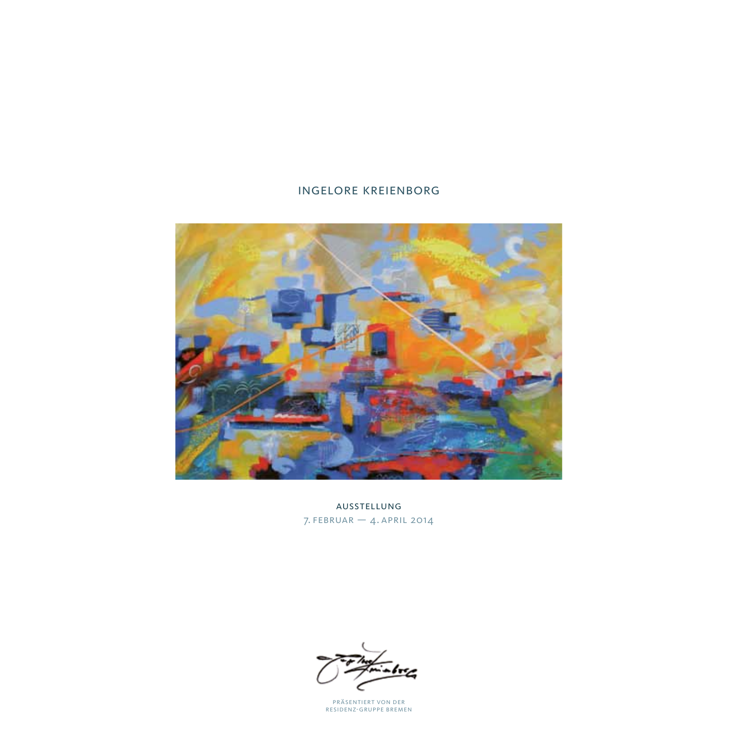# INGELORE KREIENBORG

AUSSTELLUNG
7. FEBRUAR — 4. APRIL 2014

PRÄSENTIERT VON DER
RESIDENZ-GRUPPE BREMEN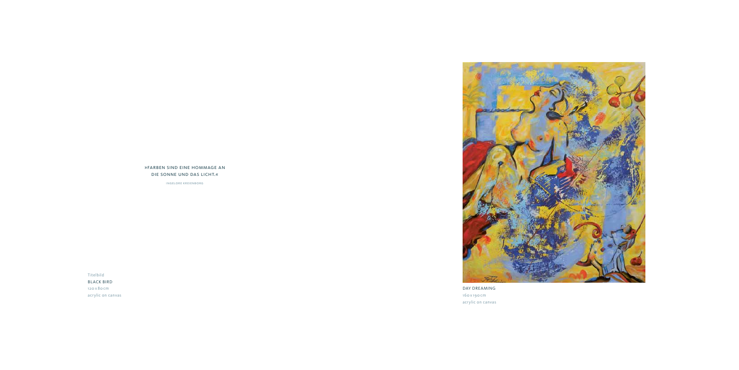»FARBEN SIND EINE HOMMAGE AN DIE SONNE UND DAS LICHT.«

INGELORE KREIENBORG

Titelbild
BLACK BIRD
120 x 80 cm
acrylic on canvas

DAY DREAMING
160 x 190 cm
acrylic on canvas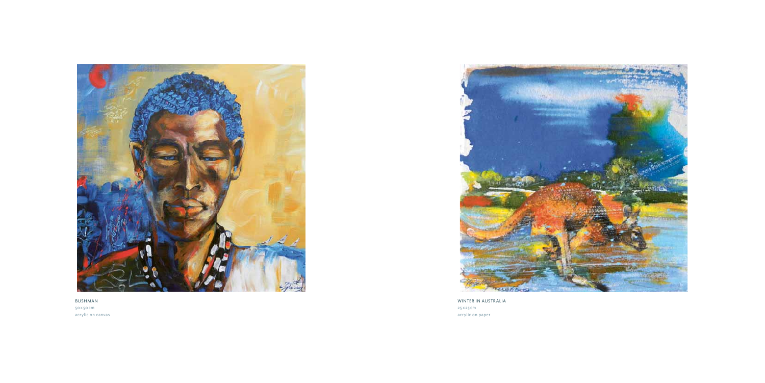BUSHMAN
50 x 50 cm
acrylic on canvas

WINTER IN AUSTRALIA
25 x 25 cm
acrylic on paper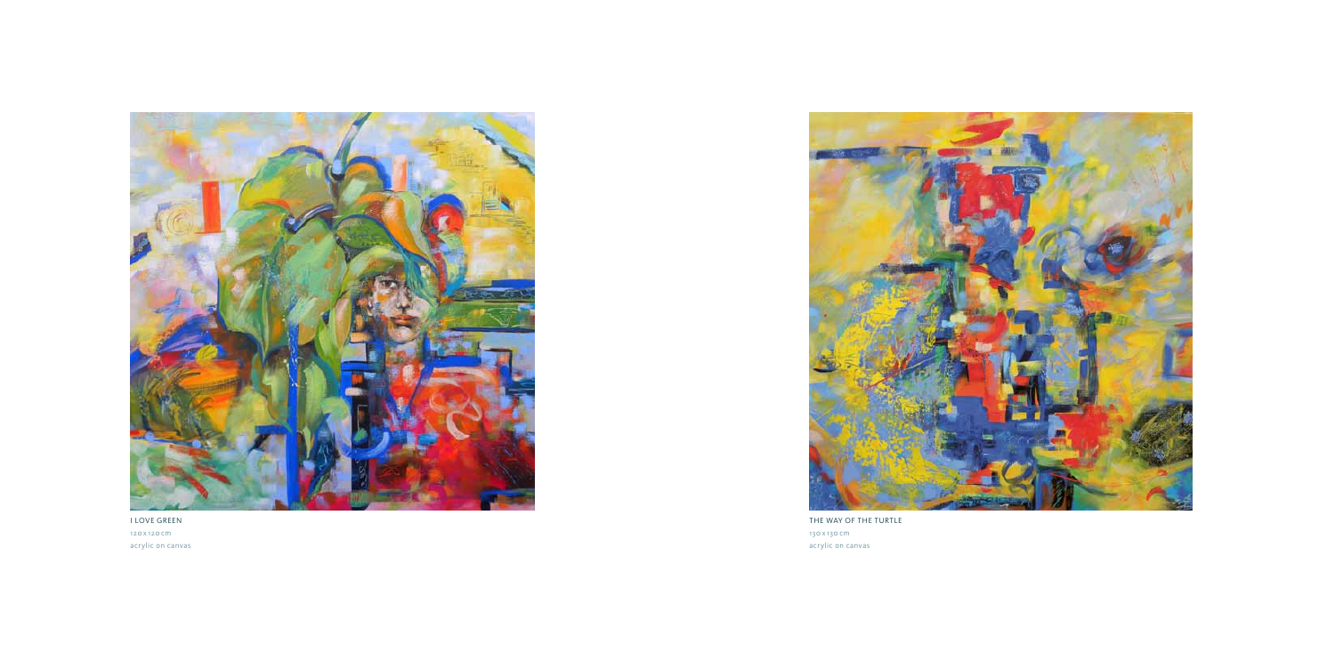I LOVE GREEN
120 x 120 cm
acrylic on canvas

THE WAY OF THE TURTLE
130 x 130 cm
acrylic on canvas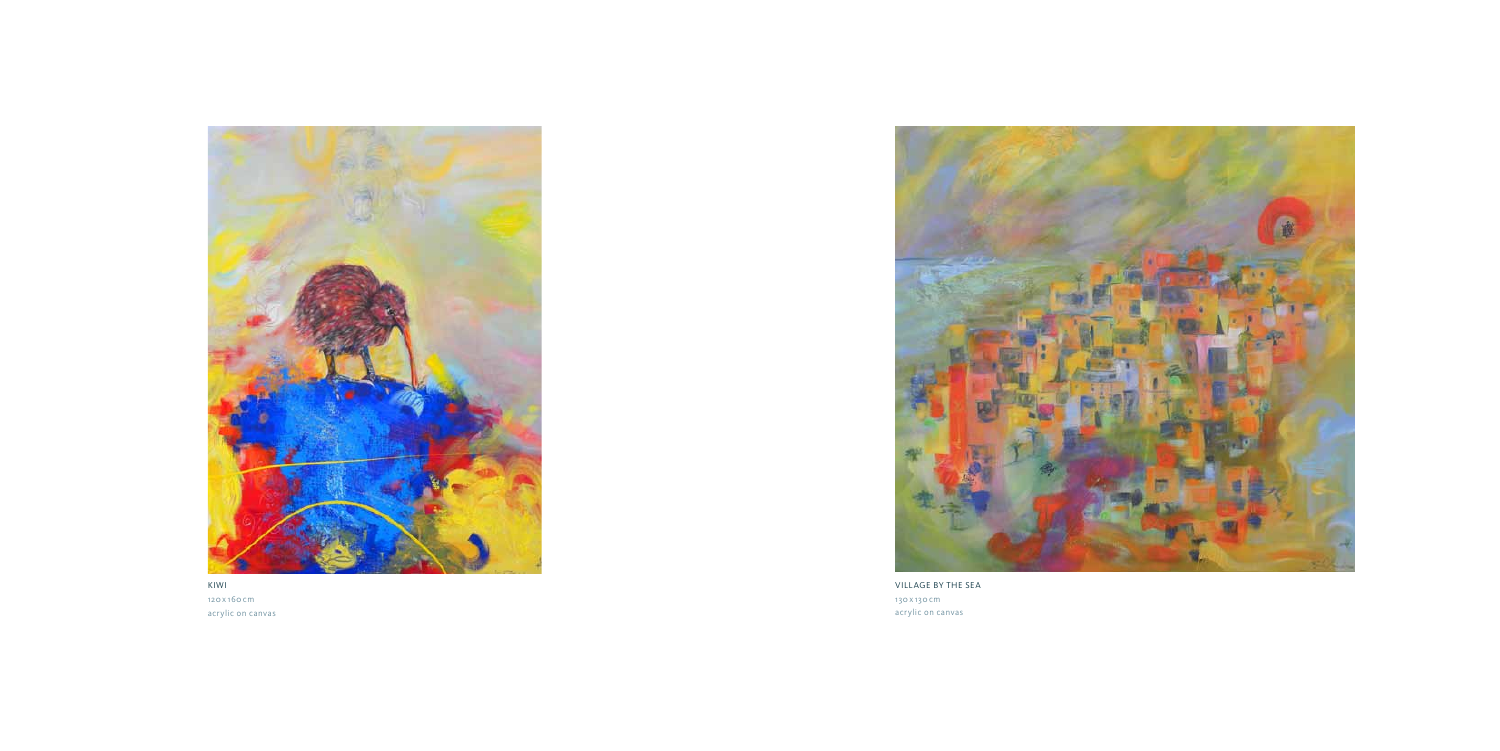KIWI
120 x 160 cm
acrylic on canvas

VILLAGE BY THE SEA
130 x 130 cm
acrylic on canvas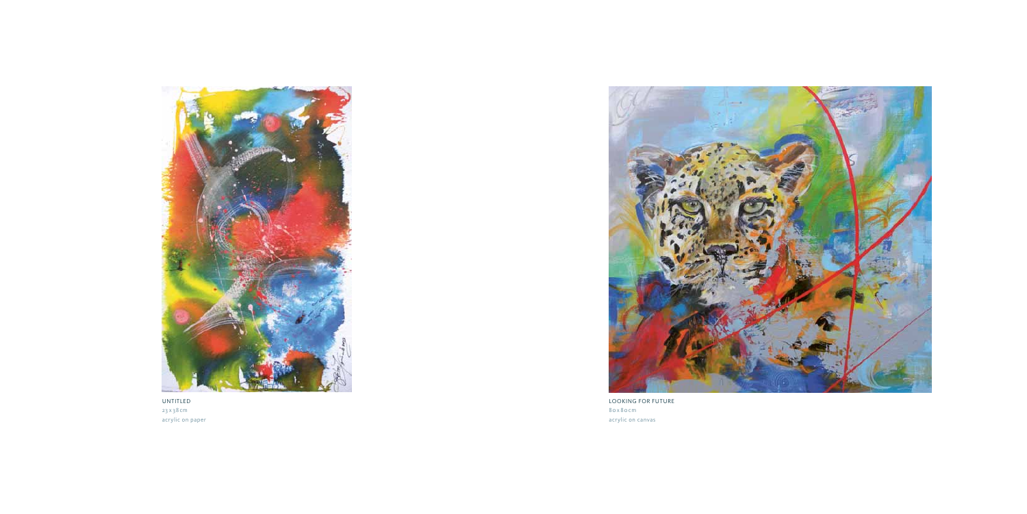UNTITLED
23 x 38 cm
acrylic on paper

LOOKING FOR FUTURE
80 x 80 cm
acrylic on canvas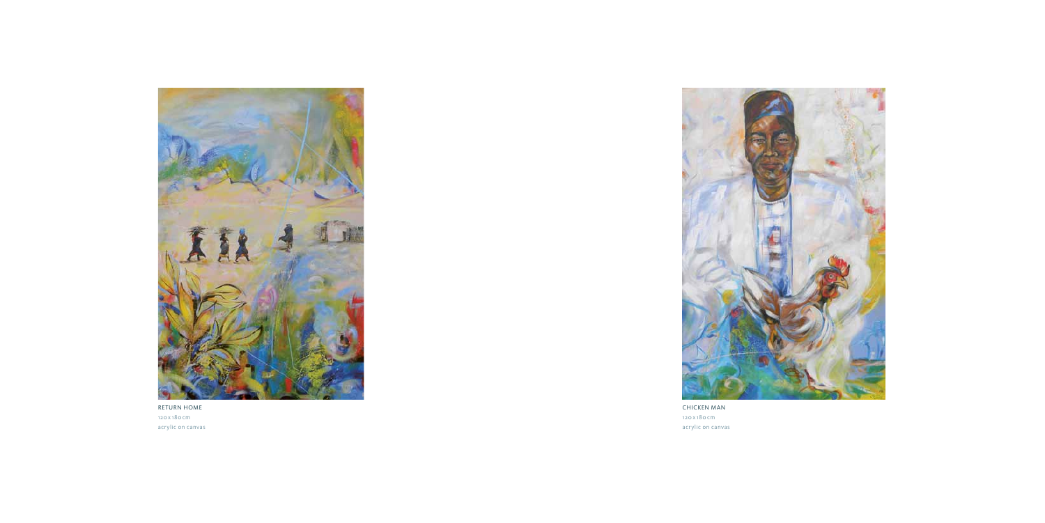RETURN HOME
120 x 180 cm
acrylic on canvas

CHICKEN MAN
120 x 180 cm
acrylic on canvas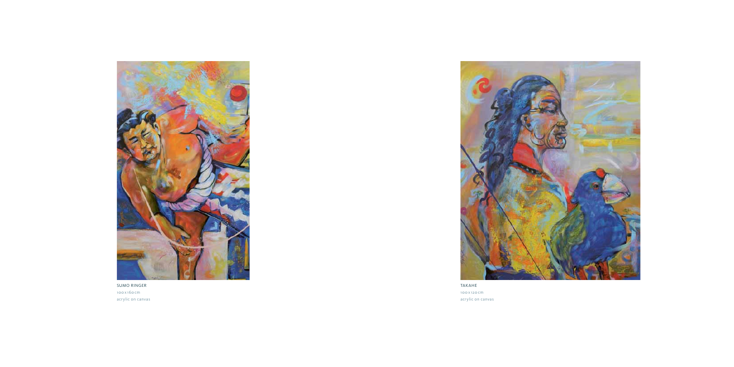SUMO RINGER
100 x 160 cm
acrylic on canvas

TAKAHE
100 x 120 cm
acrylic on canvas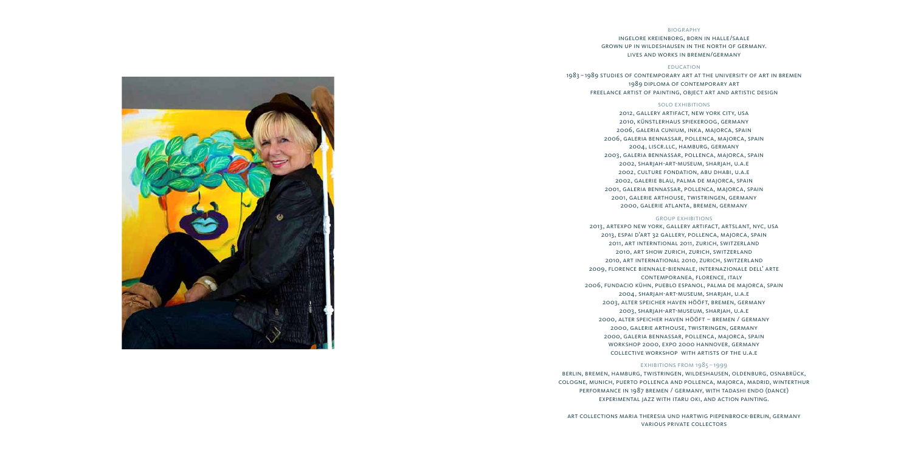## Biography

Ingelore Kreienborg, born in Halle/Saale
grown up in Wildeshausen in the north of Germany.
Lives and works in Bremen/Germany

## Education

1983 – 1989 studies of contemporary art at the University of Art in Bremen
1989 Diploma of contemporary art
Freelance artist of painting, object art and artistic design

## Solo Exhibitions

2012, Gallery Artifact, New York City, USA
2010, Künstlerhaus Spiekeroog, Germany
2006, Galeria Cunium, Inka, Majorca, Spain
2006, Galeria Bennassar, Pollenca, Majorca, Spain
2004, LISCR.LLC, Hamburg, Germany
2003, Galeria Bennassar, Pollenca, Majorca, Spain
2002, Sharjah-Art-Museum, Sharjah, U.A.E
2002, Culture Fondation, Abu Dhabi, U.A.E
2002, Galerie Blau, Palma de Majorca, Spain
2001, Galeria Bennassar, Pollenca, Majorca, Spain
2001, Galerie Arthouse, Twistringen, Germany
2000, Galerie Atlanta, Bremen, Germany

## Group Exhibitions

2013, Artexpo New York, Gallery Artifact, Artslant, NYC, USA
2013, Espai d'Art 32 Gallery, Pollenca, Majorca, Spain
2011, Art Interntional 2011, Zurich, Switzerland
2010, Art Show Zurich, Zurich, Switzerland
2010, Art International 2010, Zurich, Switzerland
2009, Florence Biennale-Biennale, Internazionale dell' Arte Contemporanea, Florence, Italy
2006, Fundacio Kühn, Pueblo Espanol, Palma de Majorca, Spain
2004, Sharjah-Art-Museum, Sharjah, U.A.E
2003, Alter Speicher Haven Hööft, Bremen, Germany
2003, Sharjah-Art-Museum, Sharjah, U.A.E
2000, Alter Speicher Haven Hööft – Bremen / Germany
2000, Galerie Arthouse, Twistringen, Germany
2000, Galeria Bennassar, Pollenca, Majorca, Spain
Workshop 2000, Expo 2000 Hannover, Germany
Collective workshop with artists of the U.A.E

## Exhibitions from 1985 – 1999

Berlin, Bremen, Hamburg, Twistringen, Wildeshausen, Oldenburg, Osnabrück, Cologne, Munich, Puerto Pollenca and Pollenca, Majorca, Madrid, Winterthur
Performance in 1987 Bremen / Germany, with Tadashi Endo (Dance)
Experimental Jazz with Itaru Oki, and action painting.

Art collections Maria Theresia und Hartwig Piepenbrock-Berlin, Germany
Various private collectors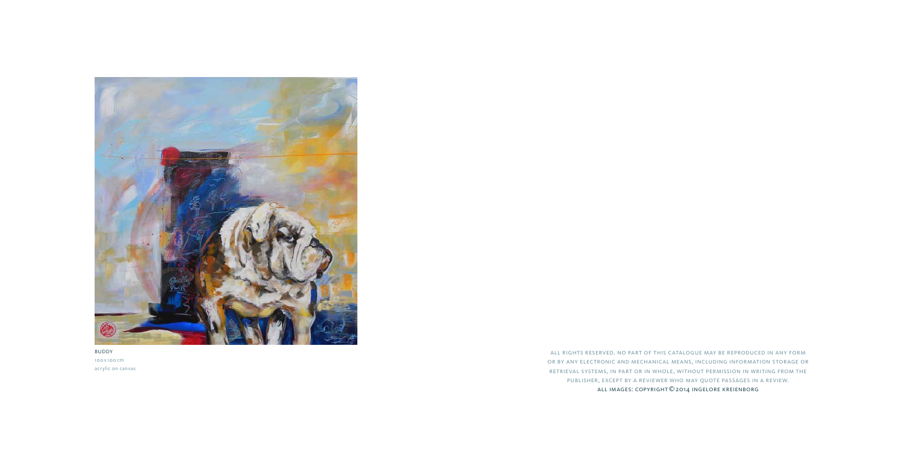BUDDY
100 x 100 cm
acrylic on canvas

ALL RIGHTS RESERVED. NO PART OF THIS CATALOGUE MAY BE REPRODUCED IN ANY FORM OR BY ANY ELECTRONIC AND MECHANICAL MEANS, INCLUDING INFORMATION STORAGE OR RETRIEVAL SYSTEMS, IN PART OR IN WHOLE, WITHOUT PERMISSION IN WRITING FROM THE PUBLISHER, EXCEPT BY A REVIEWER WHO MAY QUOTE PASSAGES IN A REVIEW.

ALL IMAGES: COPYRIGHT © 2014 INGELORE KREIENBORG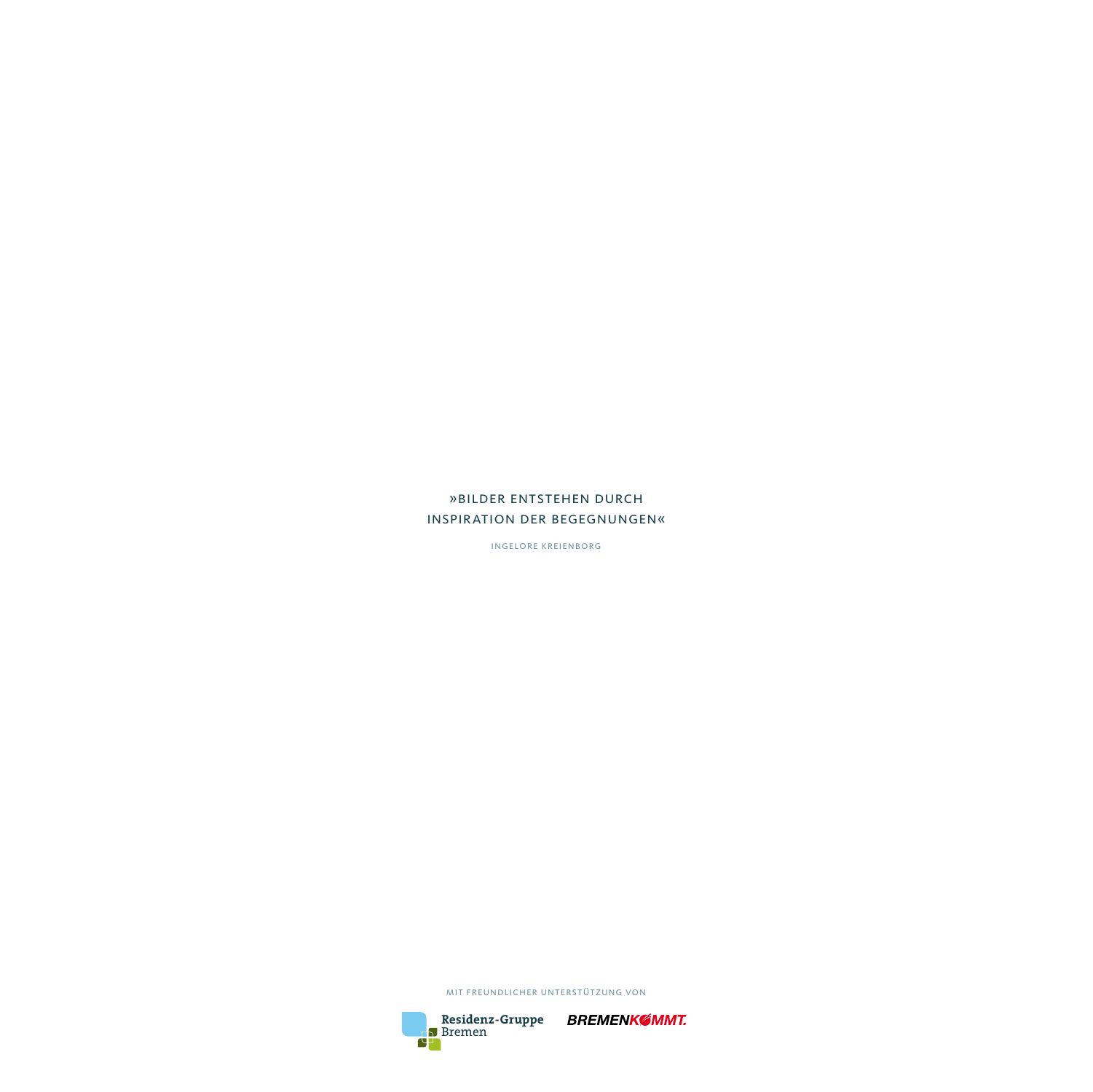»BILDER ENTSTEHEN DURCH
INSPIRATION DER BEGEGNUNGEN«

INGELORE KREIENBORG

MIT FREUNDLICHER UNTERSTÜTZUNG VON

Residenz-Gruppe Bremen

BREMENKOMMT.